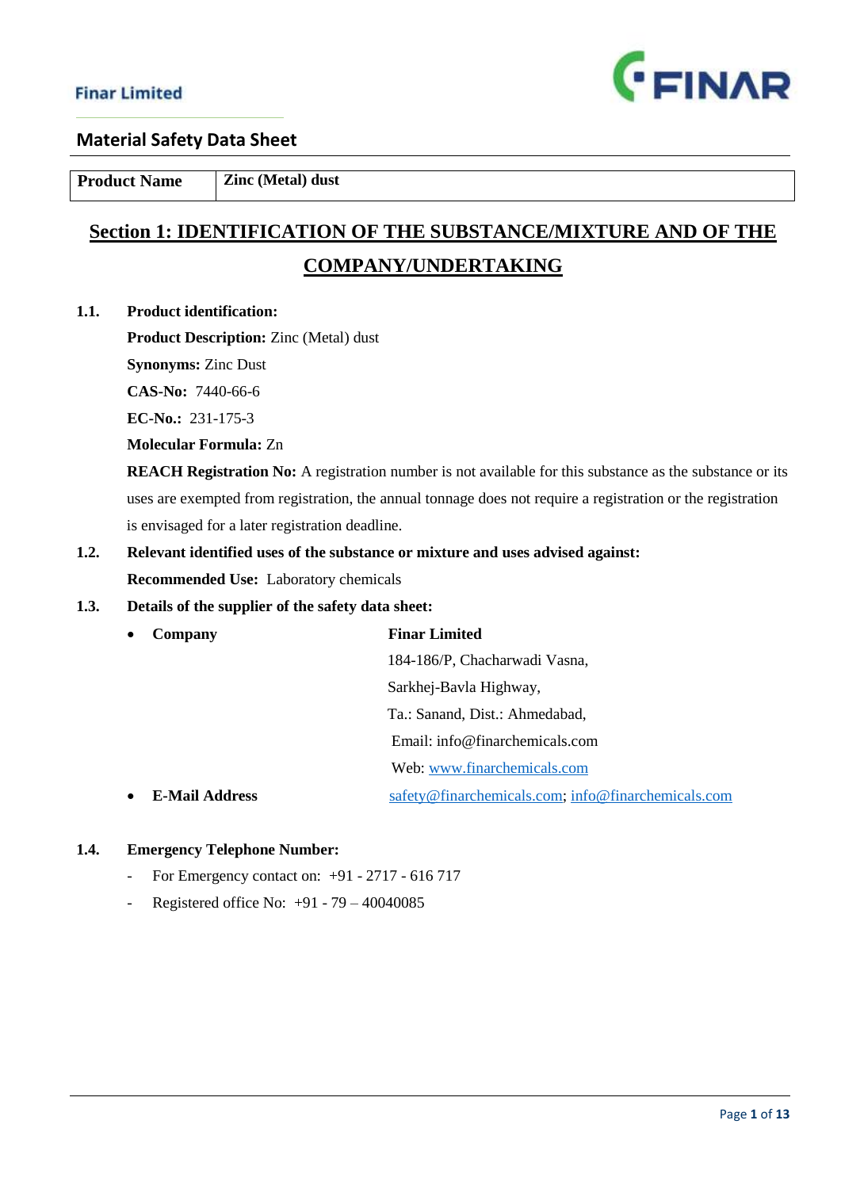Finar Limited

# Material Safety Data Sheet

| Product Name | Zinc (Metal) dust |
|---|---|

## Section 1: IDENTIFICATION OF THE SUBSTANCE/MIXTURE AND OF THE COMPANY/UNDERTAKING

**1.1. Product identification:**

**Product Description:** Zinc (Metal) dust

**Synonyms:** Zinc Dust

**CAS-No:** 7440-66-6

**EC-No.:** 231-175-3

**Molecular Formula:** Zn

**REACH Registration No:** A registration number is not available for this substance as the substance or its uses are exempted from registration, the annual tonnage does not require a registration or the registration is envisaged for a later registration deadline.

**1.2. Relevant identified uses of the substance or mixture and uses advised against:**

**Recommended Use:** Laboratory chemicals

**1.3. Details of the supplier of the safety data sheet:**

- **Company** — **Finar Limited**
  184-186/P, Chacharwadi Vasna,
  Sarkhej-Bavla Highway,
  Ta.: Sanand, Dist.: Ahmedabad,
  Email: info@finarchemicals.com
  Web: www.finarchemicals.com
- **E-Mail Address** — safety@finarchemicals.com; info@finarchemicals.com

**1.4. Emergency Telephone Number:**

- For Emergency contact on: +91 - 2717 - 616 717
- Registered office No: +91 - 79 – 40040085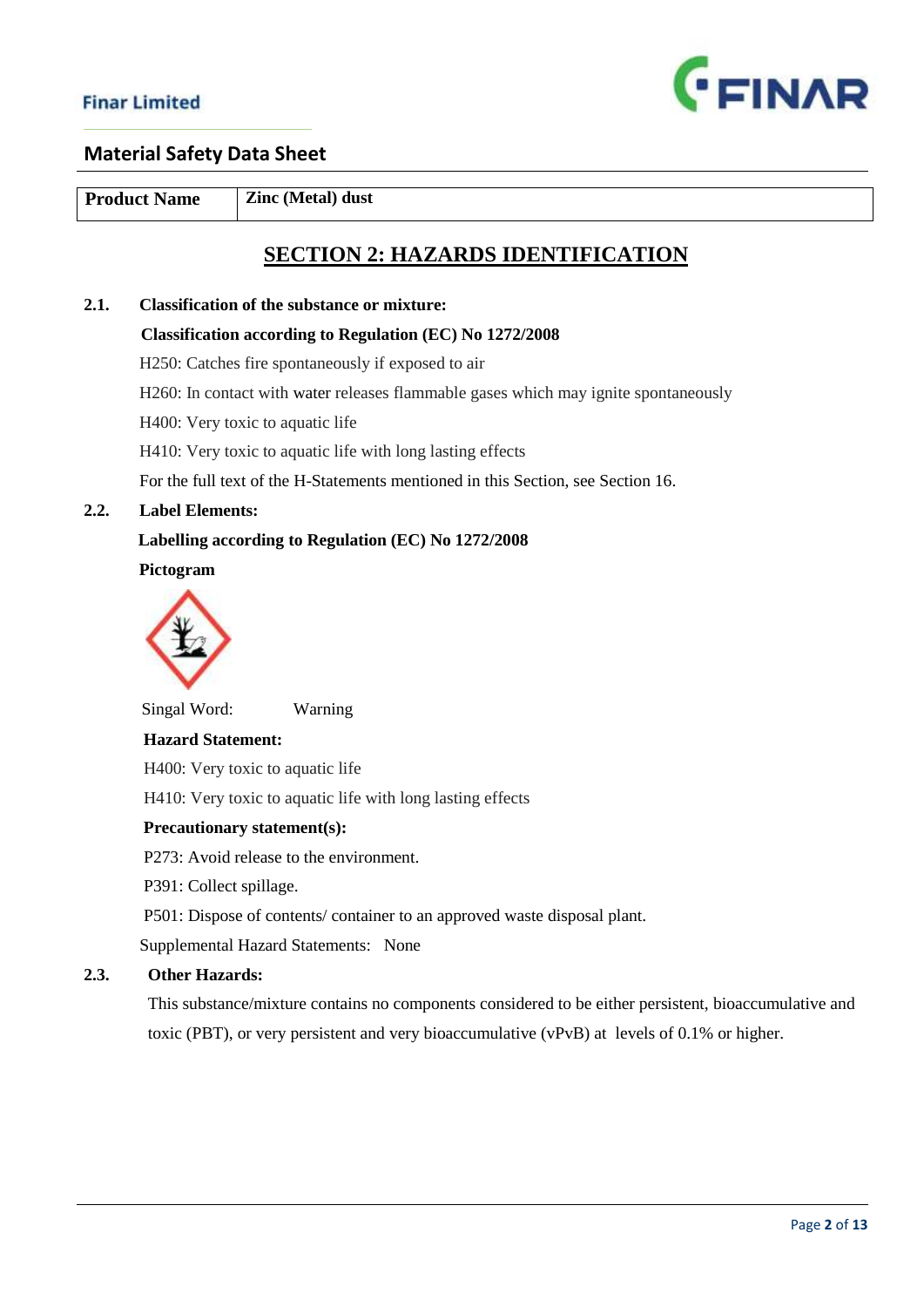| Product Name | Zinc (Metal) dust |
|---|---|

## SECTION 2: HAZARDS IDENTIFICATION

**2.1. Classification of the substance or mixture:**

**Classification according to Regulation (EC) No 1272/2008**

H250: Catches fire spontaneously if exposed to air

H260: In contact with water releases flammable gases which may ignite spontaneously

H400: Very toxic to aquatic life

H410: Very toxic to aquatic life with long lasting effects

For the full text of the H-Statements mentioned in this Section, see Section 16.

**2.2. Label Elements:**

**Labelling according to Regulation (EC) No 1272/2008**

**Pictogram**

Singal Word: Warning

**Hazard Statement:**

H400: Very toxic to aquatic life

H410: Very toxic to aquatic life with long lasting effects

**Precautionary statement(s):**

P273: Avoid release to the environment.

P391: Collect spillage.

P501: Dispose of contents/ container to an approved waste disposal plant.

Supplemental Hazard Statements: None

**2.3. Other Hazards:**

This substance/mixture contains no components considered to be either persistent, bioaccumulative and toxic (PBT), or very persistent and very bioaccumulative (vPvB) at levels of 0.1% or higher.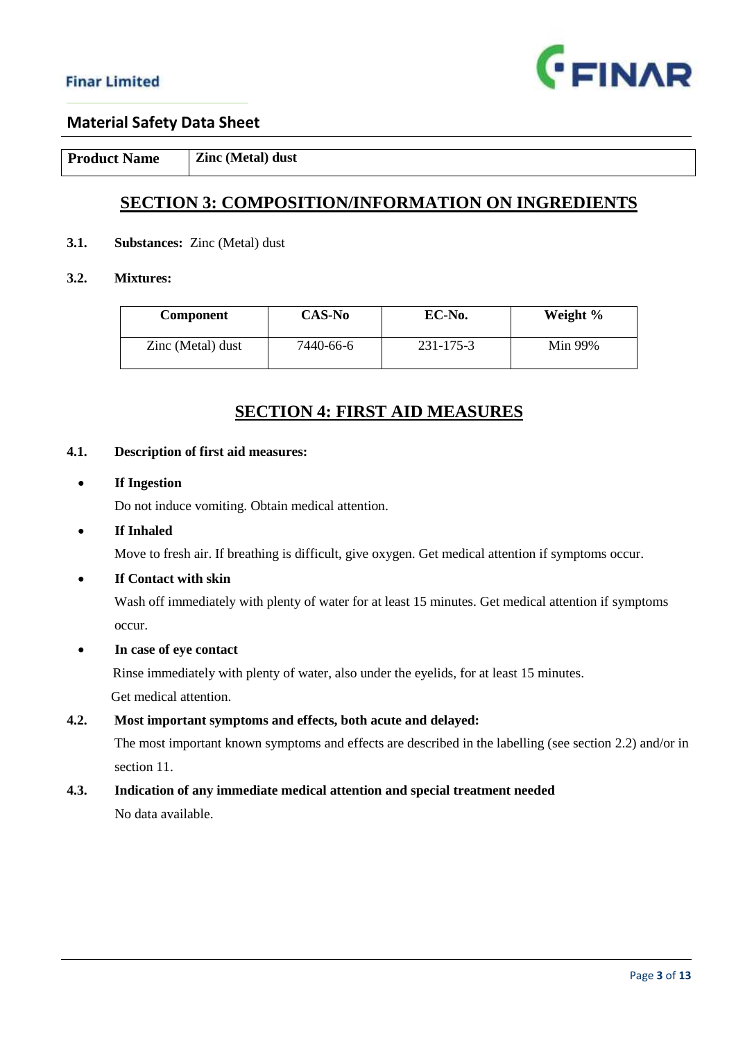| Product Name | Zinc (Metal) dust |
|---|---|

## SECTION 3: COMPOSITION/INFORMATION ON INGREDIENTS

**3.1.** **Substances:** Zinc (Metal) dust

**3.2.** **Mixtures:**

| Component | CAS-No | EC-No. | Weight % |
|---|---|---|---|
| Zinc (Metal) dust | 7440-66-6 | 231-175-3 | Min 99% |

## SECTION 4: FIRST AID MEASURES

**4.1.** **Description of first aid measures:**

- **If Ingestion**

  Do not induce vomiting. Obtain medical attention.

- **If Inhaled**

  Move to fresh air. If breathing is difficult, give oxygen. Get medical attention if symptoms occur.

- **If Contact with skin**

  Wash off immediately with plenty of water for at least 15 minutes. Get medical attention if symptoms occur.

- **In case of eye contact**

  Rinse immediately with plenty of water, also under the eyelids, for at least 15 minutes. Get medical attention.

**4.2.** **Most important symptoms and effects, both acute and delayed:**

The most important known symptoms and effects are described in the labelling (see section 2.2) and/or in section 11.

**4.3.** **Indication of any immediate medical attention and special treatment needed**

No data available.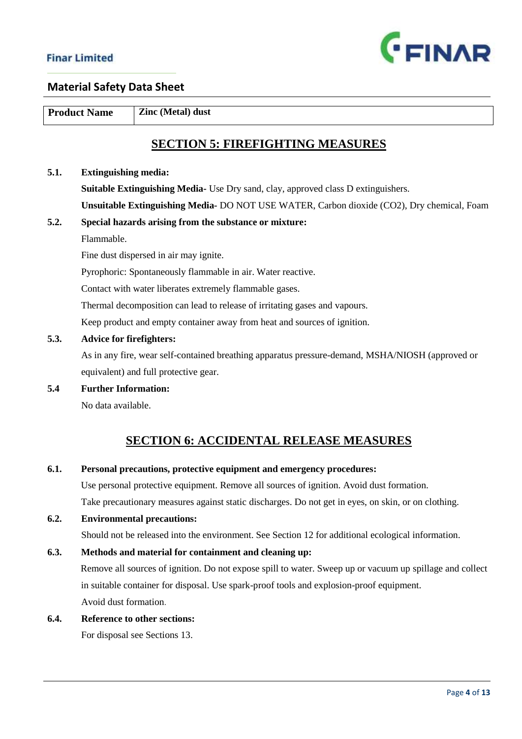| Product Name | Zinc (Metal) dust |
| --- | --- |

## SECTION 5: FIREFIGHTING MEASURES

**5.1. Extinguishing media:**

**Suitable Extinguishing Media-** Use Dry sand, clay, approved class D extinguishers.

**Unsuitable Extinguishing Media-** DO NOT USE WATER, Carbon dioxide ($CO_2$), Dry chemical, Foam

**5.2. Special hazards arising from the substance or mixture:**

Flammable.

Fine dust dispersed in air may ignite.

Pyrophoric: Spontaneously flammable in air. Water reactive.

Contact with water liberates extremely flammable gases.

Thermal decomposition can lead to release of irritating gases and vapours.

Keep product and empty container away from heat and sources of ignition.

**5.3. Advice for firefighters:**

As in any fire, wear self-contained breathing apparatus pressure-demand, MSHA/NIOSH (approved or equivalent) and full protective gear.

**5.4 Further Information:**

No data available.

## SECTION 6: ACCIDENTAL RELEASE MEASURES

**6.1. Personal precautions, protective equipment and emergency procedures:**

Use personal protective equipment. Remove all sources of ignition. Avoid dust formation.

Take precautionary measures against static discharges. Do not get in eyes, on skin, or on clothing.

**6.2. Environmental precautions:**

Should not be released into the environment. See Section 12 for additional ecological information.

**6.3. Methods and material for containment and cleaning up:**

Remove all sources of ignition. Do not expose spill to water. Sweep up or vacuum up spillage and collect in suitable container for disposal. Use spark-proof tools and explosion-proof equipment.

Avoid dust formation.

**6.4. Reference to other sections:**

For disposal see Sections 13.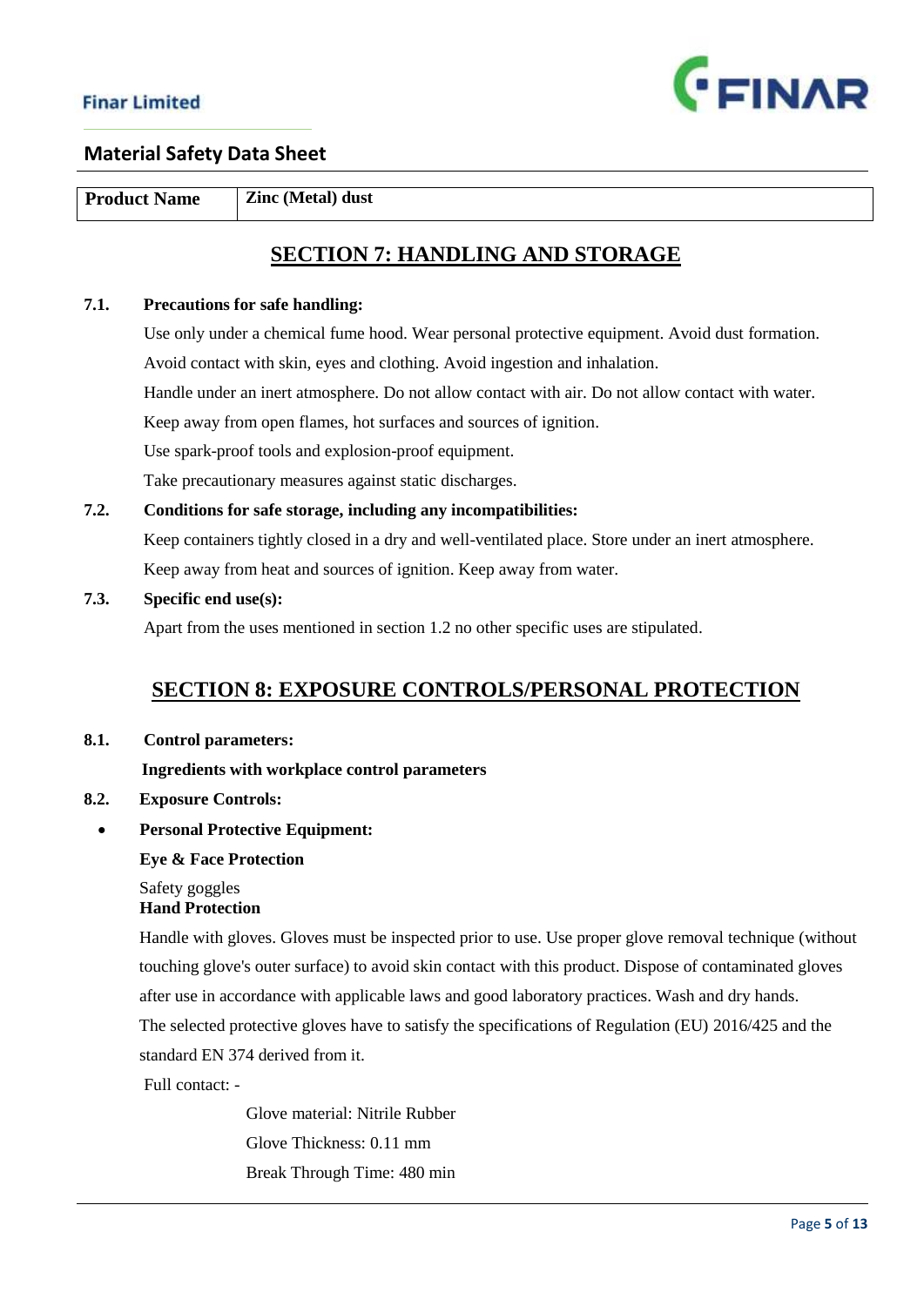| Product Name | Zinc (Metal) dust |
|---|---|

## SECTION 7: HANDLING AND STORAGE

**7.1. Precautions for safe handling:**

Use only under a chemical fume hood. Wear personal protective equipment. Avoid dust formation.

Avoid contact with skin, eyes and clothing. Avoid ingestion and inhalation.

Handle under an inert atmosphere. Do not allow contact with air. Do not allow contact with water.

Keep away from open flames, hot surfaces and sources of ignition.

Use spark-proof tools and explosion-proof equipment.

Take precautionary measures against static discharges.

**7.2. Conditions for safe storage, including any incompatibilities:**

Keep containers tightly closed in a dry and well-ventilated place. Store under an inert atmosphere.

Keep away from heat and sources of ignition. Keep away from water.

**7.3. Specific end use(s):**

Apart from the uses mentioned in section 1.2 no other specific uses are stipulated.

## SECTION 8: EXPOSURE CONTROLS/PERSONAL PROTECTION

**8.1. Control parameters:**

**Ingredients with workplace control parameters**

**8.2. Exposure Controls:**

- **Personal Protective Equipment:**

**Eye & Face Protection**

Safety goggles

**Hand Protection**

Handle with gloves. Gloves must be inspected prior to use. Use proper glove removal technique (without touching glove's outer surface) to avoid skin contact with this product. Dispose of contaminated gloves after use in accordance with applicable laws and good laboratory practices. Wash and dry hands.

The selected protective gloves have to satisfy the specifications of Regulation (EU) 2016/425 and the standard EN 374 derived from it.

Full contact: -

Glove material: Nitrile Rubber

Glove Thickness: 0.11 mm

Break Through Time: 480 min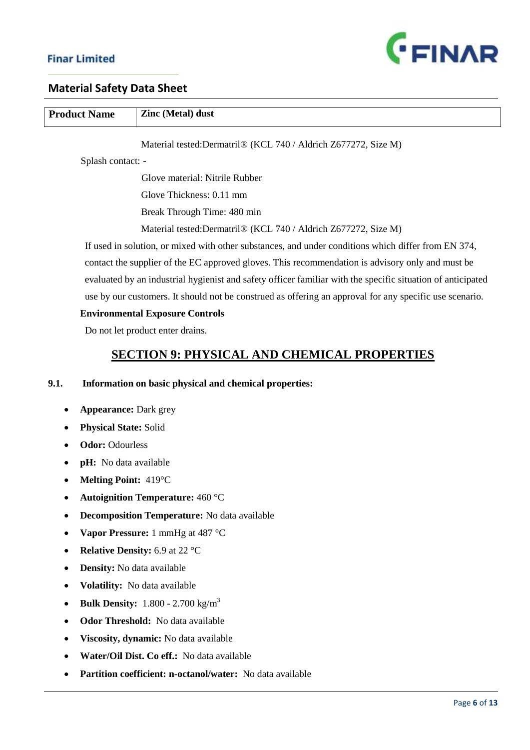| Product Name | Zinc (Metal) dust |
|---|---|

Material tested:Dermatril® (KCL 740 / Aldrich Z677272, Size M)

Splash contact: -

Glove material: Nitrile Rubber

Glove Thickness: 0.11 mm

Break Through Time: 480 min

Material tested:Dermatril® (KCL 740 / Aldrich Z677272, Size M)

If used in solution, or mixed with other substances, and under conditions which differ from EN 374, contact the supplier of the EC approved gloves. This recommendation is advisory only and must be evaluated by an industrial hygienist and safety officer familiar with the specific situation of anticipated use by our customers. It should not be construed as offering an approval for any specific use scenario.

**Environmental Exposure Controls**

Do not let product enter drains.

## SECTION 9: PHYSICAL AND CHEMICAL PROPERTIES

**9.1. Information on basic physical and chemical properties:**

- **Appearance:** Dark grey
- **Physical State:** Solid
- **Odor:** Odourless
- **pH:** No data available
- **Melting Point:** 419°C
- **Autoignition Temperature:** 460 °C
- **Decomposition Temperature:** No data available
- **Vapor Pressure:** 1 mmHg at 487 °C
- **Relative Density:** 6.9 at 22 °C
- **Density:** No data available
- **Volatility:** No data available
- **Bulk Density:** 1.800 - 2.700 kg/$m^3$
- **Odor Threshold:** No data available
- **Viscosity, dynamic:** No data available
- **Water/Oil Dist. Co eff.:** No data available
- **Partition coefficient: n-octanol/water:** No data available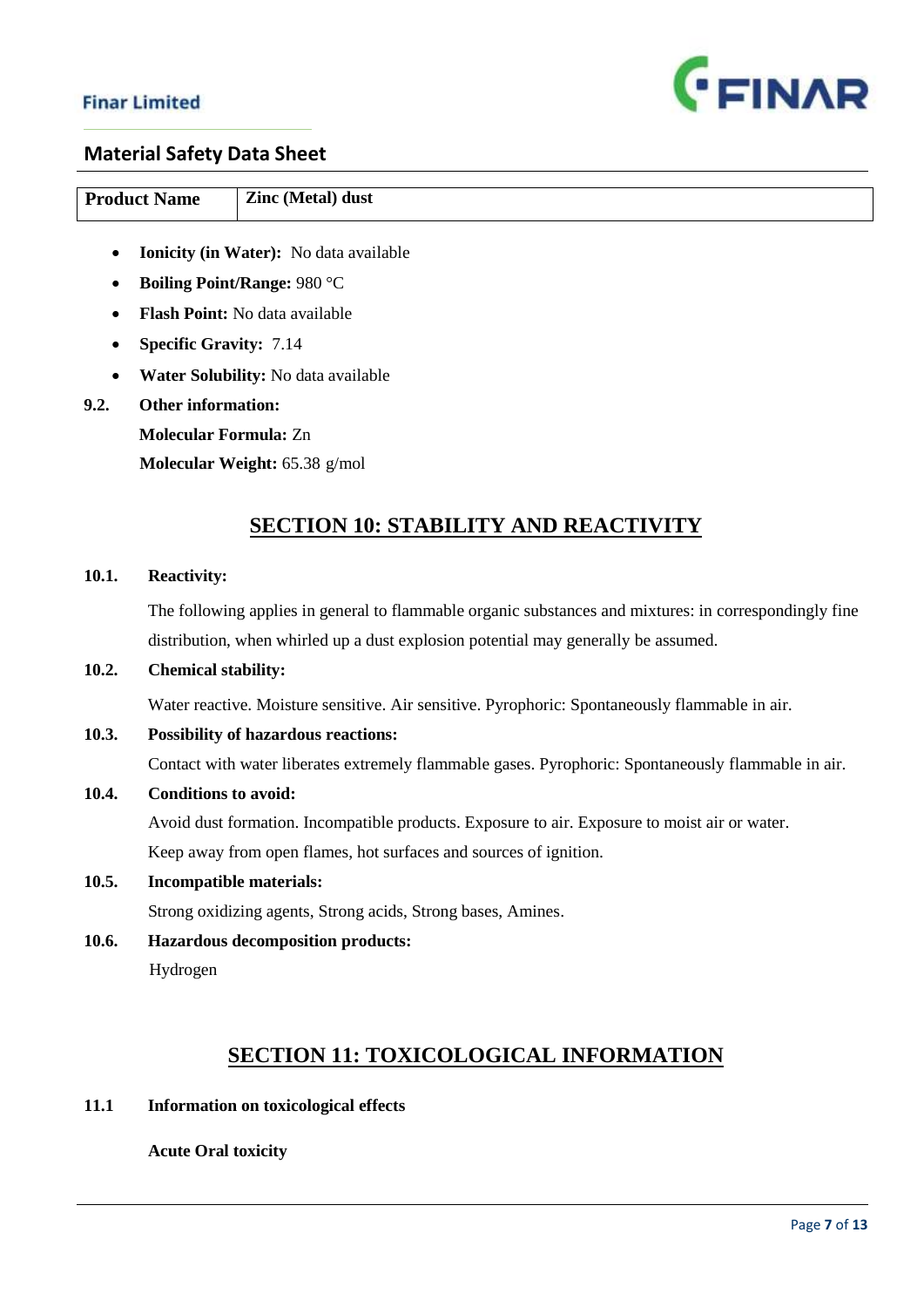| Product Name | Zinc (Metal) dust |
|---|---|

- **Ionicity (in Water):** No data available
- **Boiling Point/Range:** 980 °C
- **Flash Point:** No data available
- **Specific Gravity:** 7.14
- **Water Solubility:** No data available

**9.2. Other information:**

**Molecular Formula:** Zn

**Molecular Weight:** 65.38 g/mol

## SECTION 10: STABILITY AND REACTIVITY

**10.1. Reactivity:**

The following applies in general to flammable organic substances and mixtures: in correspondingly fine distribution, when whirled up a dust explosion potential may generally be assumed.

**10.2. Chemical stability:**

Water reactive. Moisture sensitive. Air sensitive. Pyrophoric: Spontaneously flammable in air.

**10.3. Possibility of hazardous reactions:**

Contact with water liberates extremely flammable gases. Pyrophoric: Spontaneously flammable in air.

**10.4. Conditions to avoid:**

Avoid dust formation. Incompatible products. Exposure to air. Exposure to moist air or water. Keep away from open flames, hot surfaces and sources of ignition.

**10.5. Incompatible materials:**

Strong oxidizing agents, Strong acids, Strong bases, Amines.

**10.6. Hazardous decomposition products:**

Hydrogen

## SECTION 11: TOXICOLOGICAL INFORMATION

**11.1 Information on toxicological effects**

**Acute Oral toxicity**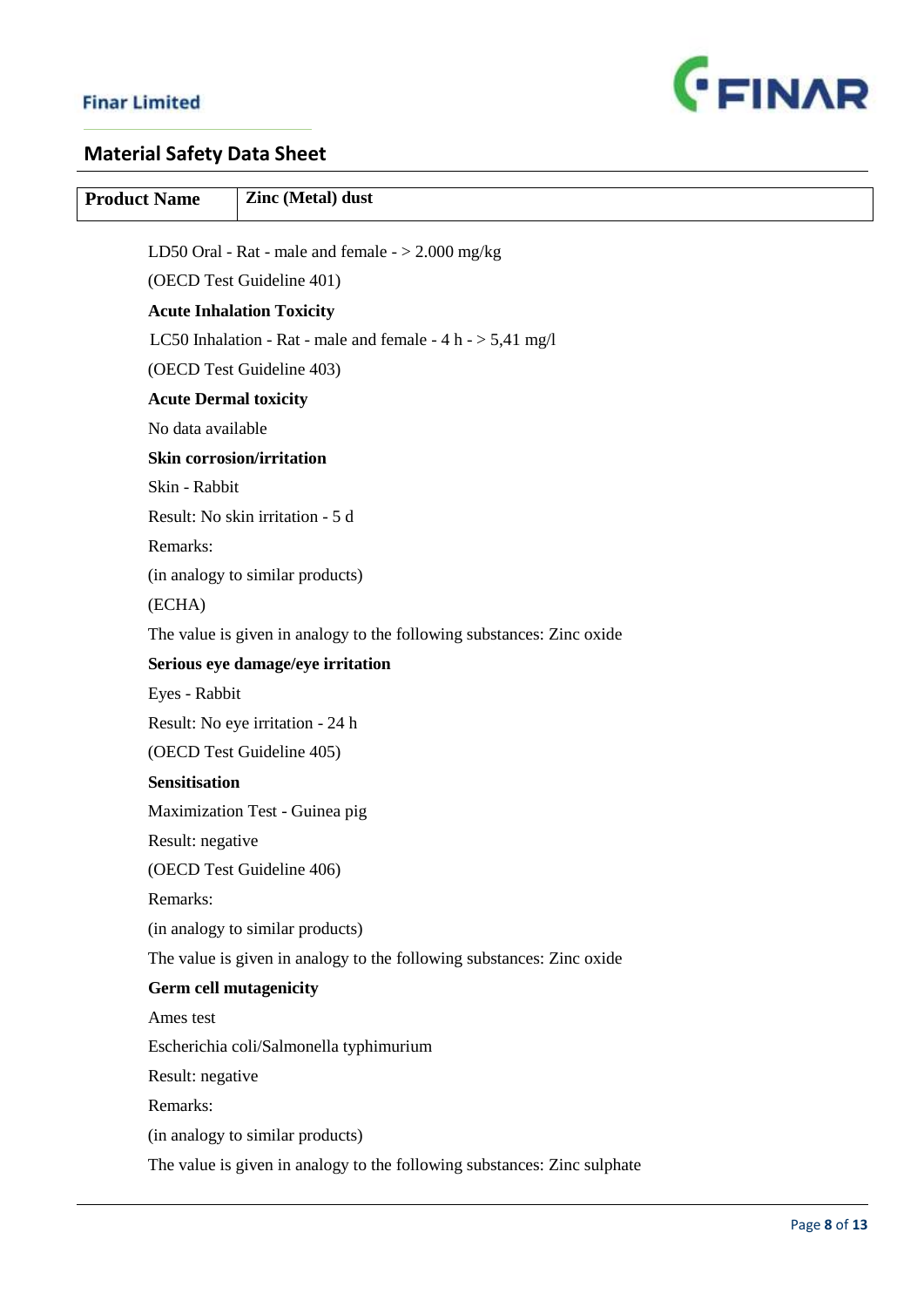LD50 Oral - Rat - male and female - > 2.000 mg/kg

(OECD Test Guideline 401)

**Acute Inhalation Toxicity**

LC50 Inhalation - Rat - male and female - 4 h - > 5,41 mg/l

(OECD Test Guideline 403)

**Acute Dermal toxicity**

No data available

**Skin corrosion/irritation**

Skin - Rabbit

Result: No skin irritation - 5 d

Remarks:

(in analogy to similar products)

(ECHA)

The value is given in analogy to the following substances: Zinc oxide

**Serious eye damage/eye irritation**

Eyes - Rabbit

Result: No eye irritation - 24 h

(OECD Test Guideline 405)

**Sensitisation**

Maximization Test - Guinea pig

Result: negative

(OECD Test Guideline 406)

Remarks:

(in analogy to similar products)

The value is given in analogy to the following substances: Zinc oxide

**Germ cell mutagenicity**

Ames test

Escherichia coli/Salmonella typhimurium

Result: negative

Remarks:

(in analogy to similar products)

The value is given in analogy to the following substances: Zinc sulphate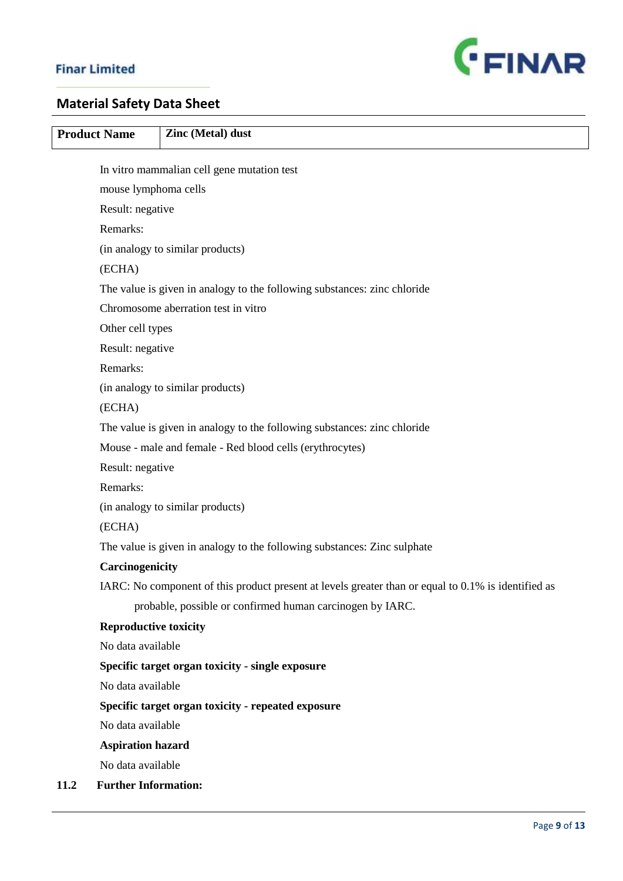| Product Name | Zinc (Metal) dust |
|---|---|

In vitro mammalian cell gene mutation test

mouse lymphoma cells

Result: negative

Remarks:

(in analogy to similar products)

(ECHA)

The value is given in analogy to the following substances: zinc chloride

Chromosome aberration test in vitro

Other cell types

Result: negative

Remarks:

(in analogy to similar products)

(ECHA)

The value is given in analogy to the following substances: zinc chloride

Mouse - male and female - Red blood cells (erythrocytes)

Result: negative

Remarks:

(in analogy to similar products)

(ECHA)

The value is given in analogy to the following substances: Zinc sulphate

**Carcinogenicity**

IARC: No component of this product present at levels greater than or equal to 0.1% is identified as probable, possible or confirmed human carcinogen by IARC.

**Reproductive toxicity**

No data available

**Specific target organ toxicity - single exposure**

No data available

**Specific target organ toxicity - repeated exposure**

No data available

**Aspiration hazard**

No data available

**11.2 Further Information:**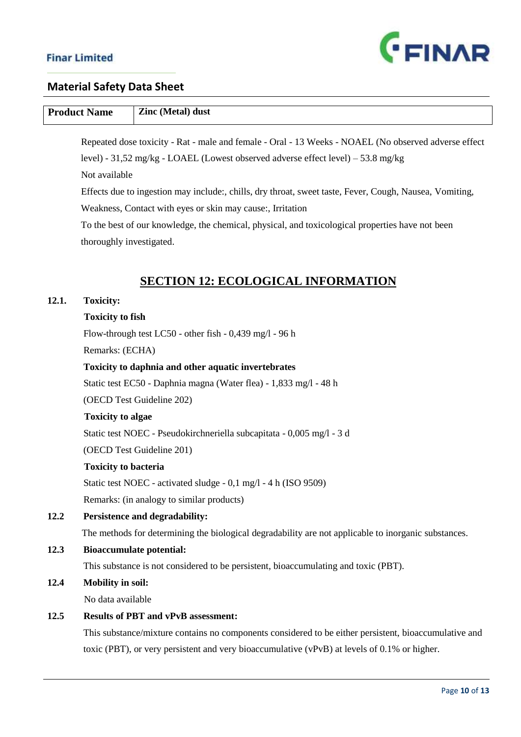| Product Name | Zinc (Metal) dust |
| --- | --- |

Repeated dose toxicity - Rat - male and female - Oral - 13 Weeks - NOAEL (No observed adverse effect level) - 31,52 mg/kg - LOAEL (Lowest observed adverse effect level) – 53.8 mg/kg

Not available

Effects due to ingestion may include:, chills, dry throat, sweet taste, Fever, Cough, Nausea, Vomiting, Weakness, Contact with eyes or skin may cause:, Irritation

To the best of our knowledge, the chemical, physical, and toxicological properties have not been thoroughly investigated.

## SECTION 12: ECOLOGICAL INFORMATION

**12.1. Toxicity:**

**Toxicity to fish**

Flow-through test LC50 - other fish - 0,439 mg/l - 96 h

Remarks: (ECHA)

**Toxicity to daphnia and other aquatic invertebrates**

Static test EC50 - Daphnia magna (Water flea) - 1,833 mg/l - 48 h

(OECD Test Guideline 202)

**Toxicity to algae**

Static test NOEC - Pseudokirchneriella subcapitata - 0,005 mg/l - 3 d

(OECD Test Guideline 201)

**Toxicity to bacteria**

Static test NOEC - activated sludge - 0,1 mg/l - 4 h (ISO 9509)

Remarks: (in analogy to similar products)

**12.2 Persistence and degradability:**

The methods for determining the biological degradability are not applicable to inorganic substances.

**12.3 Bioaccumulate potential:**

This substance is not considered to be persistent, bioaccumulating and toxic (PBT).

**12.4 Mobility in soil:**

No data available

**12.5 Results of PBT and vPvB assessment:**

This substance/mixture contains no components considered to be either persistent, bioaccumulative and toxic (PBT), or very persistent and very bioaccumulative (vPvB) at levels of 0.1% or higher.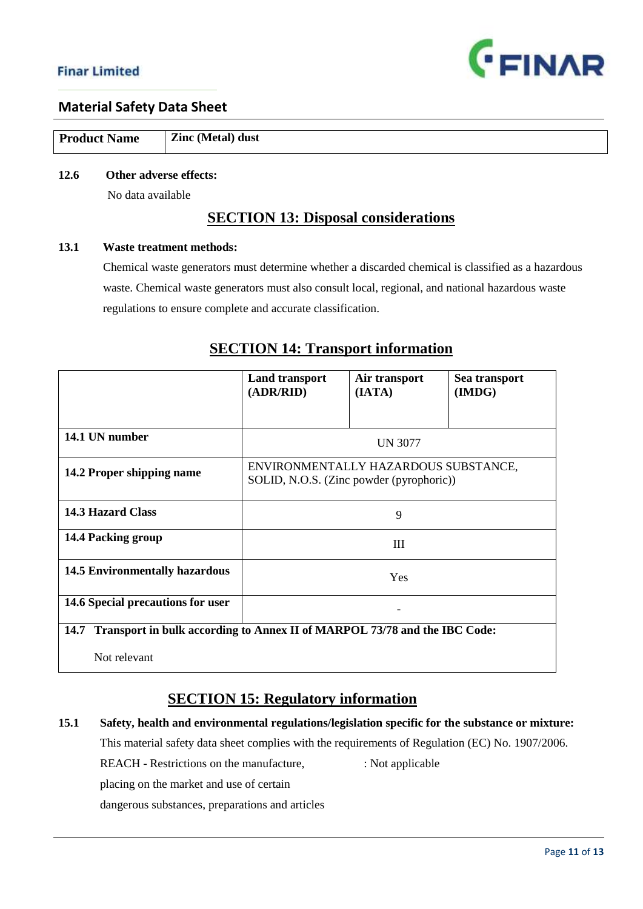| Product Name | Zinc (Metal) dust |
|---|---|

**12.6 Other adverse effects:**

No data available

## SECTION 13: Disposal considerations

**13.1 Waste treatment methods:**

Chemical waste generators must determine whether a discarded chemical is classified as a hazardous waste. Chemical waste generators must also consult local, regional, and national hazardous waste regulations to ensure complete and accurate classification.

## SECTION 14: Transport information

| | Land transport (ADR/RID) | Air transport (IATA) | Sea transport (IMDG) |
|---|---|---|---|
| **14.1 UN number** | UN 3077 | | |
| **14.2 Proper shipping name** | ENVIRONMENTALLY HAZARDOUS SUBSTANCE, SOLID, N.O.S. (Zinc powder (pyrophoric)) | | |
| **14.3 Hazard Class** | 9 | | |
| **14.4 Packing group** | III | | |
| **14.5 Environmentally hazardous** | Yes | | |
| **14.6 Special precautions for user** | - | | |
| **14.7 Transport in bulk according to Annex II of MARPOL 73/78 and the IBC Code:** Not relevant | | | |

## SECTION 15: Regulatory information

**15.1 Safety, health and environmental regulations/legislation specific for the substance or mixture:**

This material safety data sheet complies with the requirements of Regulation (EC) No. 1907/2006.

REACH - Restrictions on the manufacture, placing on the market and use of certain dangerous substances, preparations and articles : Not applicable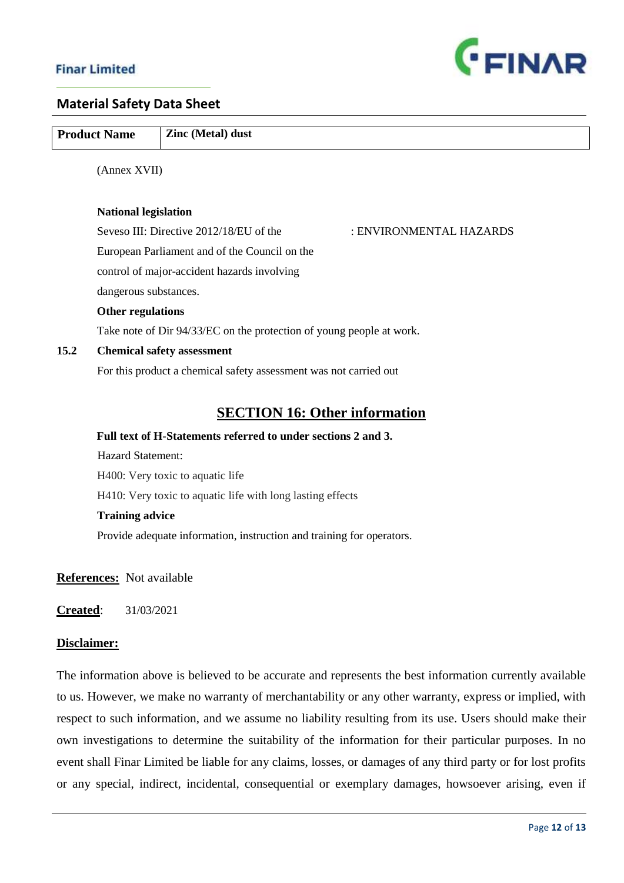| Product Name | Zinc (Metal) dust |
| --- | --- |

(Annex XVII)

**National legislation**

Seveso III: Directive 2012/18/EU of the European Parliament and of the Council on the control of major-accident hazards involving dangerous substances. : ENVIRONMENTAL HAZARDS

**Other regulations**

Take note of Dir 94/33/EC on the protection of young people at work.

**15.2 Chemical safety assessment**

For this product a chemical safety assessment was not carried out

## SECTION 16: Other information

**Full text of H-Statements referred to under sections 2 and 3.**

Hazard Statement:

H400: Very toxic to aquatic life

H410: Very toxic to aquatic life with long lasting effects

**Training advice**

Provide adequate information, instruction and training for operators.

**References:** Not available

**Created**: 31/03/2021

**Disclaimer:**

The information above is believed to be accurate and represents the best information currently available to us. However, we make no warranty of merchantability or any other warranty, express or implied, with respect to such information, and we assume no liability resulting from its use. Users should make their own investigations to determine the suitability of the information for their particular purposes. In no event shall Finar Limited be liable for any claims, losses, or damages of any third party or for lost profits or any special, indirect, incidental, consequential or exemplary damages, howsoever arising, even if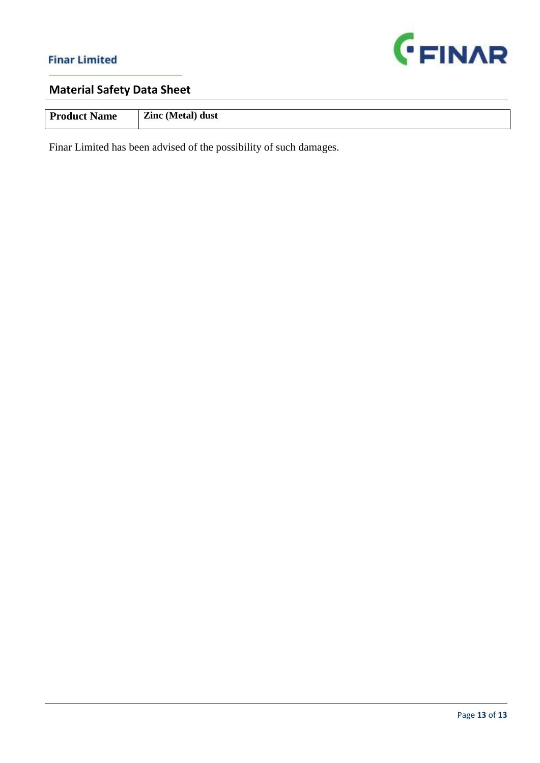| Product Name | Zinc (Metal) dust |
| --- | --- |

Finar Limited has been advised of the possibility of such damages.